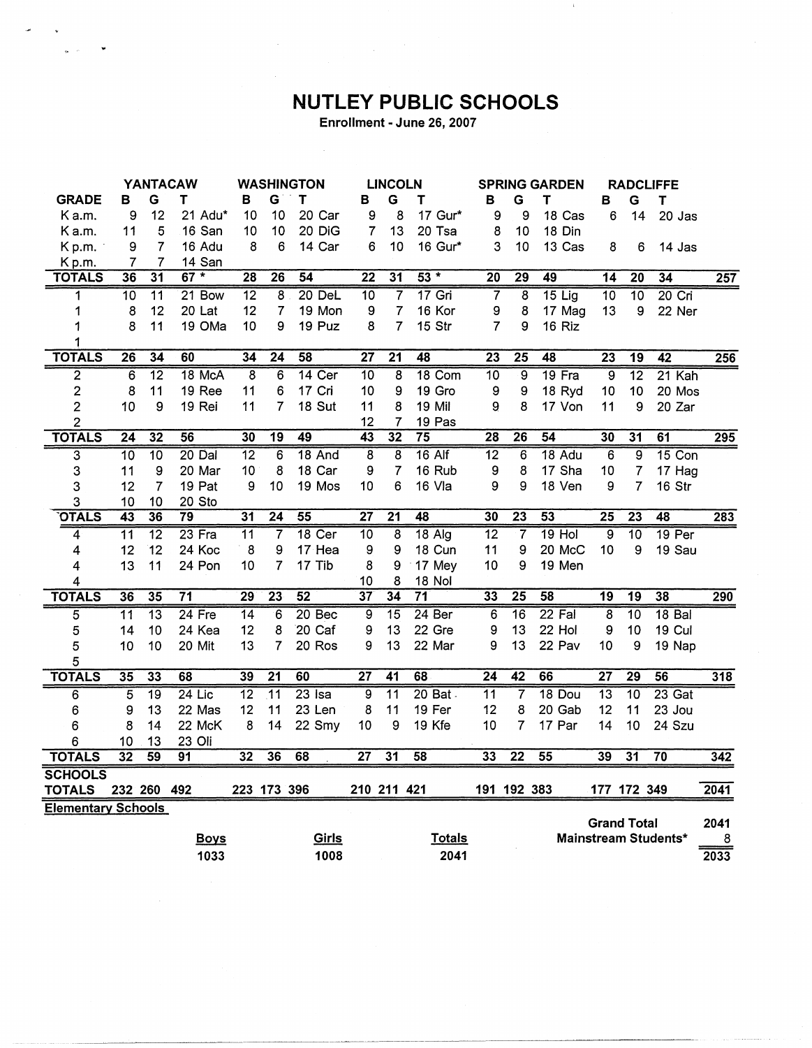# NUTLEY PUBLIC SCHOOLS

Enrollment - June 26, 2007

| GRADE | YANTACAW B | G | T | WASHINGTON B | G | T | LINCOLN B | G | T | SPRING GARDEN B | G | T | RADCLIFFE B | G | T | |
|---|---|---|---|---|---|---|---|---|---|---|---|---|---|---|---|---|
| K a.m. | 9 | 12 | 21 Adu* | 10 | 10 | 20 Car | 9 | 8 | 17 Gur* | 9 | 9 | 18 Cas | 6 | 14 | 20 Jas | |
| K a.m. | 11 | 5 | 16 San | 10 | 10 | 20 DiG | 7 | 13 | 20 Tsa | 8 | 10 | 18 Din | | | | |
| K p.m. | 9 | 7 | 16 Adu | 8 | 6 | 14 Car | 6 | 10 | 16 Gur* | 3 | 10 | 13 Cas | 8 | 6 | 14 Jas | |
| K p.m. | 7 | 7 | 14 San | | | | | | | | | | | | | |
| **TOTALS** | 36 | 31 | 67 * | 28 | 26 | 54 | 22 | 31 | 53 * | 20 | 29 | 49 | 14 | 20 | 34 | 257 |
| 1 | 10 | 11 | 21 Bow | 12 | 8 | 20 DeL | 10 | 7 | 17 Gri | 7 | 8 | 15 Lig | 10 | 10 | 20 Cri | |
| 1 | 8 | 12 | 20 Lat | 12 | 7 | 19 Mon | 9 | 7 | 16 Kor | 9 | 8 | 17 Mag | 13 | 9 | 22 Ner | |
| 1 | 8 | 11 | 19 OMa | 10 | 9 | 19 Puz | 8 | 7 | 15 Str | 7 | 9 | 16 Riz | | | | |
| 1 | | | | | | | | | | | | | | | | |
| **TOTALS** | 26 | 34 | 60 | 34 | 24 | 58 | 27 | 21 | 48 | 23 | 25 | 48 | 23 | 19 | 42 | 256 |
| 2 | 6 | 12 | 18 McA | 8 | 6 | 14 Cer | 10 | 8 | 18 Com | 10 | 9 | 19 Fra | 9 | 12 | 21 Kah | |
| 2 | 8 | 11 | 19 Ree | 11 | 6 | 17 Cri | 10 | 9 | 19 Gro | 9 | 9 | 18 Ryd | 10 | 10 | 20 Mos | |
| 2 | 10 | 9 | 19 Rei | 11 | 7 | 18 Sut | 11 | 8 | 19 Mil | 9 | 8 | 17 Von | 11 | 9 | 20 Zar | |
| 2 | | | | | | | 12 | 7 | 19 Pas | | | | | | | |
| **TOTALS** | 24 | 32 | 56 | 30 | 19 | 49 | 43 | 32 | 75 | 28 | 26 | 54 | 30 | 31 | 61 | 295 |
| 3 | 10 | 10 | 20 Dal | 12 | 6 | 18 And | 8 | 8 | 16 Alf | 12 | 6 | 18 Adu | 6 | 9 | 15 Con | |
| 3 | 11 | 9 | 20 Mar | 10 | 8 | 18 Car | 9 | 7 | 16 Rub | 9 | 8 | 17 Sha | 10 | 7 | 17 Hag | |
| 3 | 12 | 7 | 19 Pat | 9 | 10 | 19 Mos | 10 | 6 | 16 Vla | 9 | 9 | 18 Ven | 9 | 7 | 16 Str | |
| 3 | 10 | 10 | 20 Sto | | | | | | | | | | | | | |
| **OTALS** | 43 | 36 | 79 | 31 | 24 | 55 | 27 | 21 | 48 | 30 | 23 | 53 | 25 | 23 | 48 | 283 |
| 4 | 11 | 12 | 23 Fra | 11 | 7 | 18 Cer | 10 | 8 | 18 Alg | 12 | 7 | 19 Hol | 9 | 10 | 19 Per | |
| 4 | 12 | 12 | 24 Koc | 8 | 9 | 17 Hea | 9 | 9 | 18 Cun | 11 | 9 | 20 McC | 10 | 9 | 19 Sau | |
| 4 | 13 | 11 | 24 Pon | 10 | 7 | 17 Tib | 8 | 9 | 17 Mey | 10 | 9 | 19 Men | | | | |
| 4 | | | | | | | 10 | 8 | 18 Nol | | | | | | | |
| **TOTALS** | 36 | 35 | 71 | 29 | 23 | 52 | 37 | 34 | 71 | 33 | 25 | 58 | 19 | 19 | 38 | 290 |
| 5 | 11 | 13 | 24 Fre | 14 | 6 | 20 Bec | 9 | 15 | 24 Ber | 6 | 16 | 22 Fal | 8 | 10 | 18 Bal | |
| 5 | 14 | 10 | 24 Kea | 12 | 8 | 20 Caf | 9 | 13 | 22 Gre | 9 | 13 | 22 Hol | 9 | 10 | 19 Cul | |
| 5 | 10 | 10 | 20 Mit | 13 | 7 | 20 Ros | 9 | 13 | 22 Mar | 9 | 13 | 22 Pav | 10 | 9 | 19 Nap | |
| 5 | | | | | | | | | | | | | | | | |
| **TOTALS** | 35 | 33 | 68 | 39 | 21 | 60 | 27 | 41 | 68 | 24 | 42 | 66 | 27 | 29 | 56 | 318 |
| 6 | 5 | 19 | 24 Lic | 12 | 11 | 23 Isa | 9 | 11 | 20 Bat | 11 | 7 | 18 Dou | 13 | 10 | 23 Gat | |
| 6 | 9 | 13 | 22 Mas | 12 | 11 | 23 Len | 8 | 11 | 19 Fer | 12 | 8 | 20 Gab | 12 | 11 | 23 Jou | |
| 6 | 8 | 14 | 22 McK | 8 | 14 | 22 Smy | 10 | 9 | 19 Kfe | 10 | 7 | 17 Par | 14 | 10 | 24 Szu | |
| 6 | 10 | 13 | 23 Oli | | | | | | | | | | | | | |
| **TOTALS** | 32 | 59 | 91 | 32 | 36 | 68 | 27 | 31 | 58 | 33 | 22 | 55 | 39 | 31 | 70 | 342 |
| **SCHOOLS TOTALS** | 232 | 260 | 492 | 223 | 173 | 396 | 210 | 211 | 421 | 191 | 192 | 383 | 177 | 172 | 349 | 2041 |

**Elementary Schools**

| Boys | Girls | Totals |
|---|---|---|
| 1033 | 1008 | 2041 |

| | |
|---|---|
| **Grand Total** | 2041 |
| **Mainstream Students*** | 8 |
| | 2033 |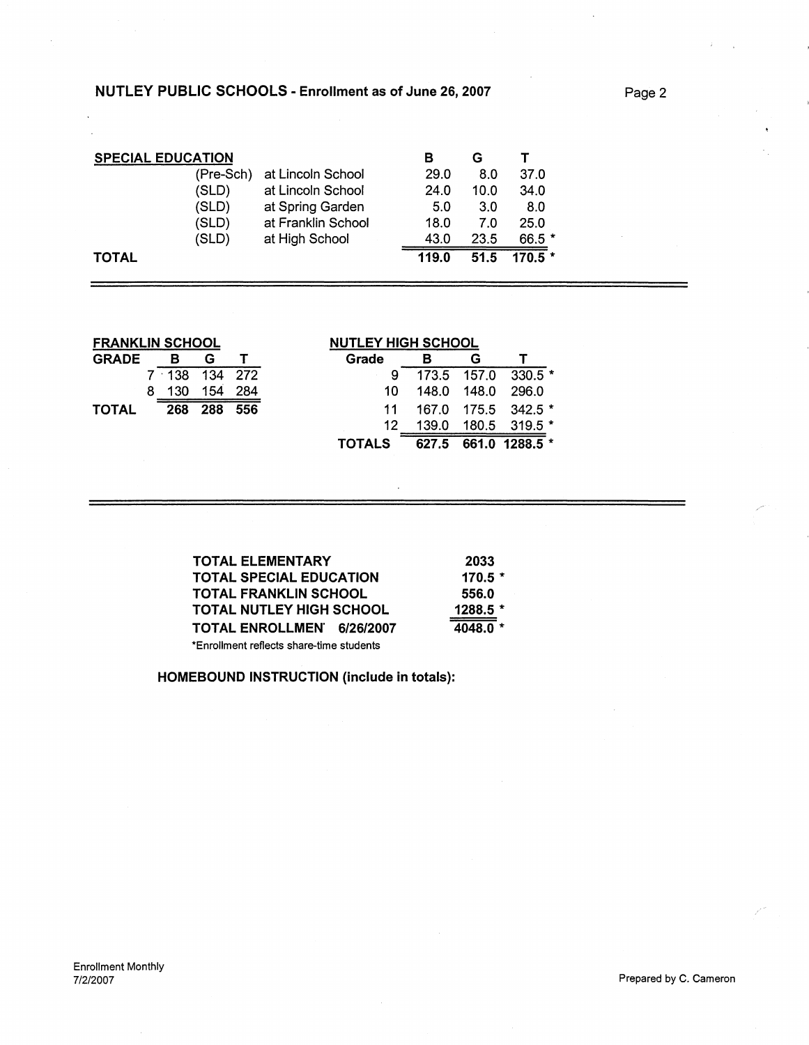## NUTLEY PUBLIC SCHOOLS - Enrollment as of June 26, 2007

### SPECIAL EDUCATION

| | | | B | G | T |
|---|---|---|---|---|---|
| | (Pre-Sch) | at Lincoln School | 29.0 | 8.0 | 37.0 |
| | (SLD) | at Lincoln School | 24.0 | 10.0 | 34.0 |
| | (SLD) | at Spring Garden | 5.0 | 3.0 | 8.0 |
| | (SLD) | at Franklin School | 18.0 | 7.0 | 25.0 |
| | (SLD) | at High School | 43.0 | 23.5 | 66.5 * |
| **TOTAL** | | | **119.0** | **51.5** | **170.5 *** |

### FRANKLIN SCHOOL

| GRADE | B | G | T |
|---|---|---|---|
| 7 | 138 | 134 | 272 |
| 8 | 130 | 154 | 284 |
| **TOTAL** | **268** | **288** | **556** |

### NUTLEY HIGH SCHOOL

| Grade | B | G | T |
|---|---|---|---|
| 9 | 173.5 | 157.0 | 330.5 * |
| 10 | 148.0 | 148.0 | 296.0 |
| 11 | 167.0 | 175.5 | 342.5 * |
| 12 | 139.0 | 180.5 | 319.5 * |
| **TOTALS** | **627.5** | **661.0** | **1288.5 *** |

| | |
|---|---|
| **TOTAL ELEMENTARY** | **2033** |
| **TOTAL SPECIAL EDUCATION** | **170.5 *** |
| **TOTAL FRANKLIN SCHOOL** | **556.0** |
| **TOTAL NUTLEY HIGH SCHOOL** | **1288.5 *** |
| **TOTAL ENROLLMEN' 6/26/2007** | **4048.0 *** |

*Enrollment reflects share-time students

**HOMEBOUND INSTRUCTION (include in totals):**

Enrollment Monthly
7/2/2007

Prepared by C. Cameron